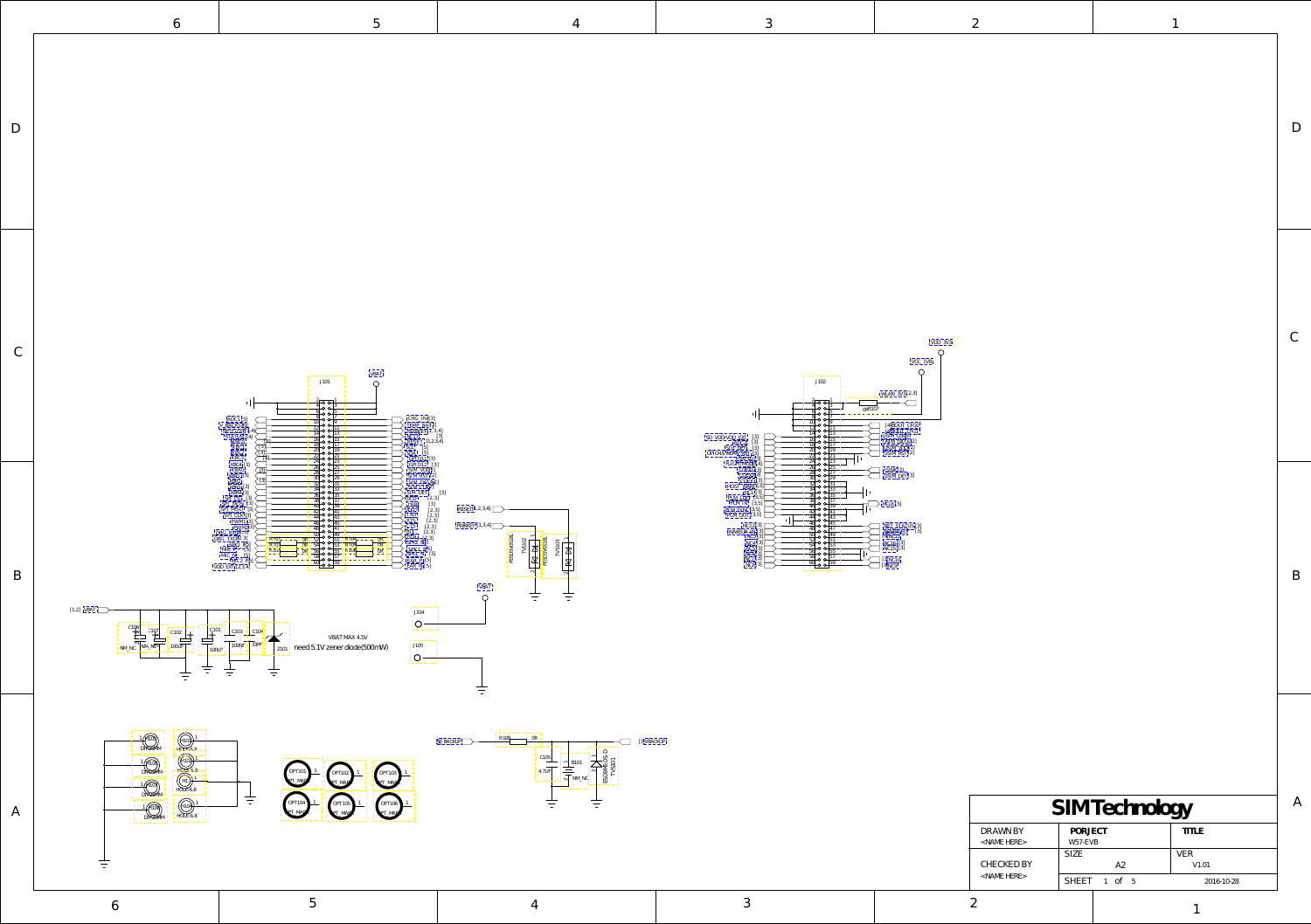VBAT MAX 4.5V

need 5.1V zener diode(500mW)

| SIMTechnology | | |
| --- | --- | --- |
| DRAWN BY <NAME HERE> | PORJECT W57-EVB | TITLE |
| CHECKED BY <NAME HERE> | SIZE A2 | VER V1.01 |
| | SHEET 1 of 5 | 2016-10-28 |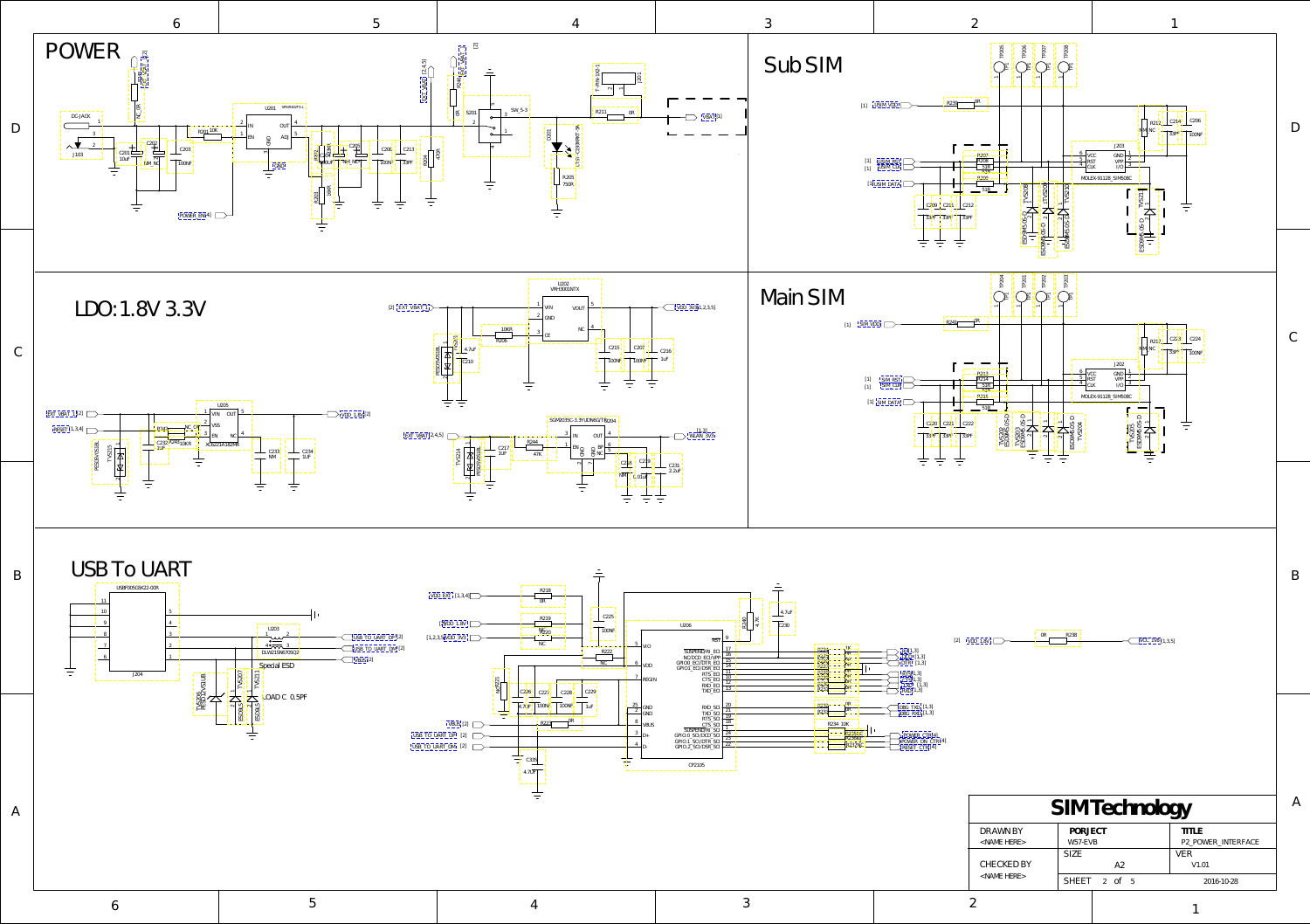## POWER

## Sub SIM

## LDO:1.8V 3.3V

## Main SIM

## USB To UART

| SIMTechnology | | |
|---|---|---|
| DRAWN BY <NAME HERE> | PORJECT W57-EVB | TITLE P2_POWER_INTERFACE |
| CHECKED BY <NAME HERE> | SIZE A2 | VER V1.01 |
| | SHEET 2 of 5 | 2016-10-28 |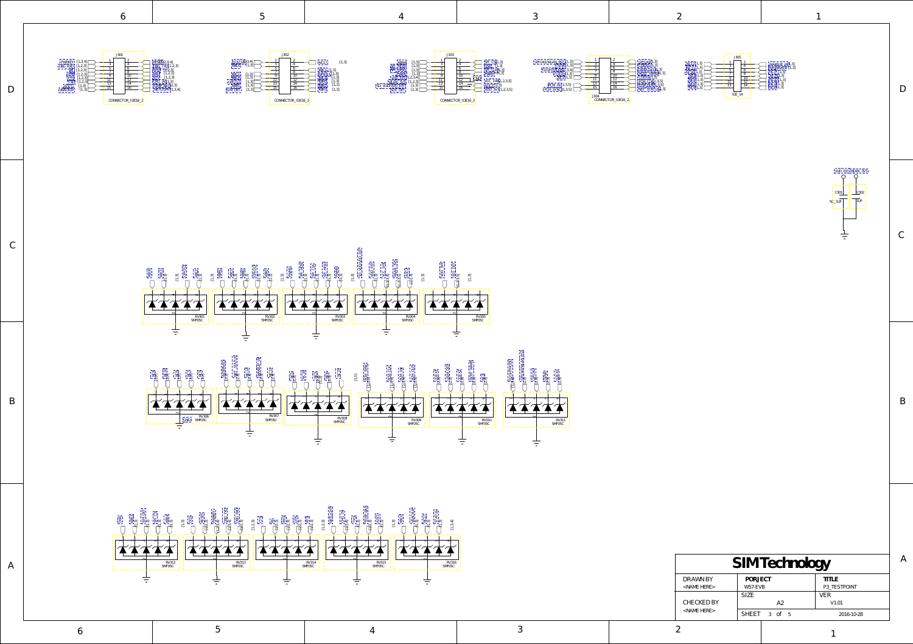J301 — CONNECTOR_IDE16_2

J302 — CONNECTOR_IDE16_2

J303 — CONNECTOR_IDE16_2

J304 — CONNECTOR_IDE16_2

J305 — IDE_14

C301 — NC_1UF

C302 — 1UF

RV301 SMF05C

RV302 SMF05C

RV303 SMF05C

RV304 SMF05C

RV305 SMF05C

RV306 SMF05C

RV307 SMF05C

RV308 SMF05C

RV309 SMF05C

RV310 SMF05C

RV311 SMF05C

RV312 SMF05C

RV313 SMF05C

RV314 SMF05C

RV315 SMF05C

RV316 SMF05C

| SIMTechnology | | |
|---|---|---|
| DRAWN BY | PORJECT | TITLE |
| <NAME HERE> | W57-EVB | P3_TESTPOINT |
| | SIZE | VER |
| CHECKED BY | A2 | V1.01 |
| <NAME HERE> | SHEET 3 of 5 | 2016-10-28 |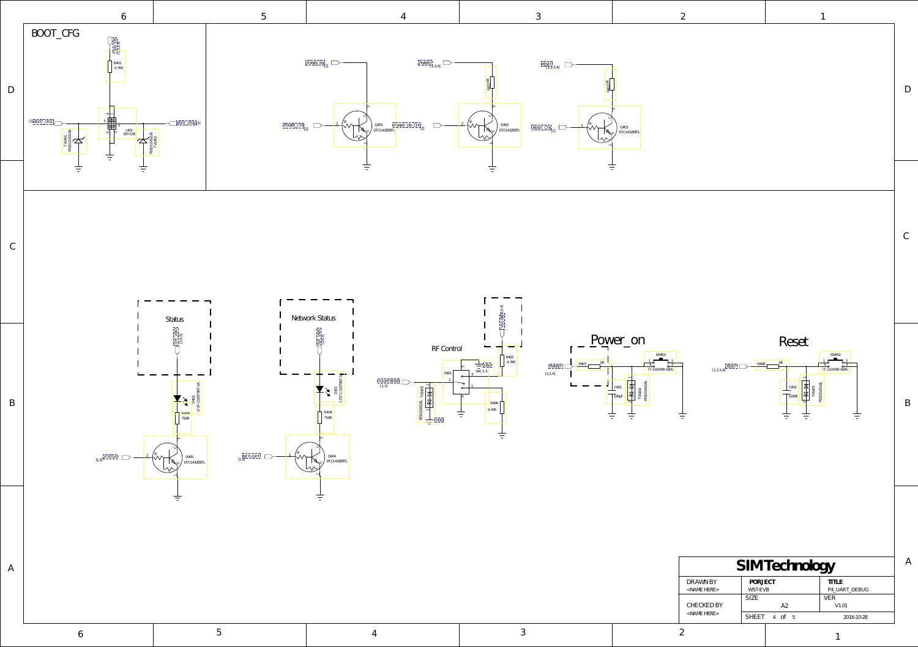## BOOT_CFG

R401 4.7KR

J401 SIP-CAE

TVS401 PESD1CAN,UB

TVS402 PESD1CAN,UB

BOOT_CFG

POWER_EN

POWER_CTR

Q401 DTC143ZEBTL

POWER_ON_CTR

PWRKEY

Q402 DTC143ZEBTL

RESET

RESET_CTR

Q403 DTC143ZEBTL

### Status

Q405 DTC143ZEBTL

R409 750R

D402 LTST-C193TBKT-5A

STATUS

### Network Status

D401 LTST-C193TBKT-5A

R404 750R

Q404 DTC143ZEBTL

NETLIGHT

### RF Control

S401

SW_5-3

R405 4.7KR

R406 4.7KR

TVS403 PESD5V0S1BL

### Power_on

PWRKEY [1,3,4]

R407 0R

SW401 IT-1102W9-160G

C401 100pF

TVS404 PESD5V0S1BL

### Reset

RESET [1,2,3,4]

R408 0R

SW402 IT-1102W9-160G

C402 100NF

TVS405 PESD5V0S1BL

| SIMTechnology | | |
|---|---|---|
| DRAWN BY <NAME HERE> | PORJECT WS7-EVB | TITLE P4_UART_DEBUG |
| CHECKED BY <NAME HERE> | SIZE A2 | VER V1.01 |
| | SHEET 4 of 5 | 2016-10-28 |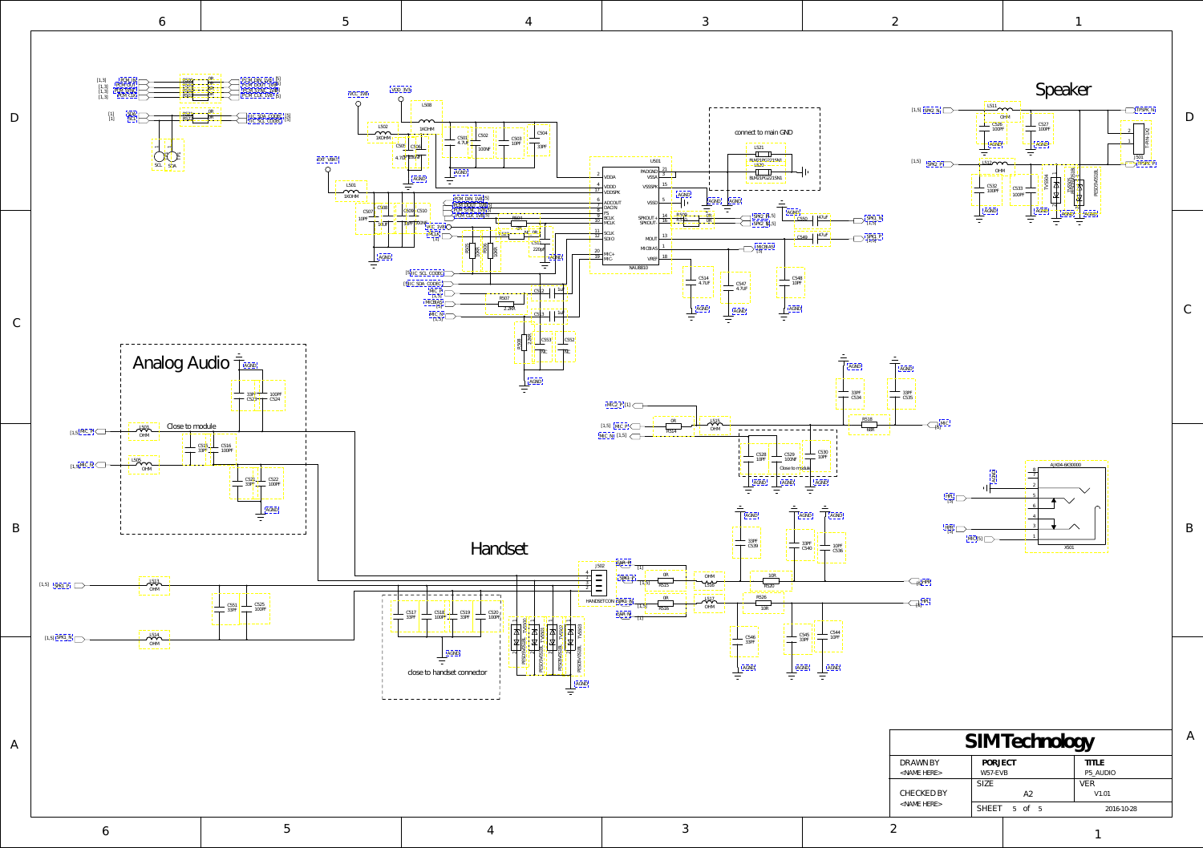## Speaker

connect to main GND

## Analog Audio

Close to module

## Handset

close to handset connector

Close to module

| DRAWN BY | PORJECT | TITLE |
|---|---|---|
| <NAME HERE> | WS7-EVB | P5_AUDIO |
| CHECKED BY | SIZE A2 | VER V1.01 |
| <NAME HERE> | SHEET 5 of 5 | 2016-10-28 |

SIMTechnology